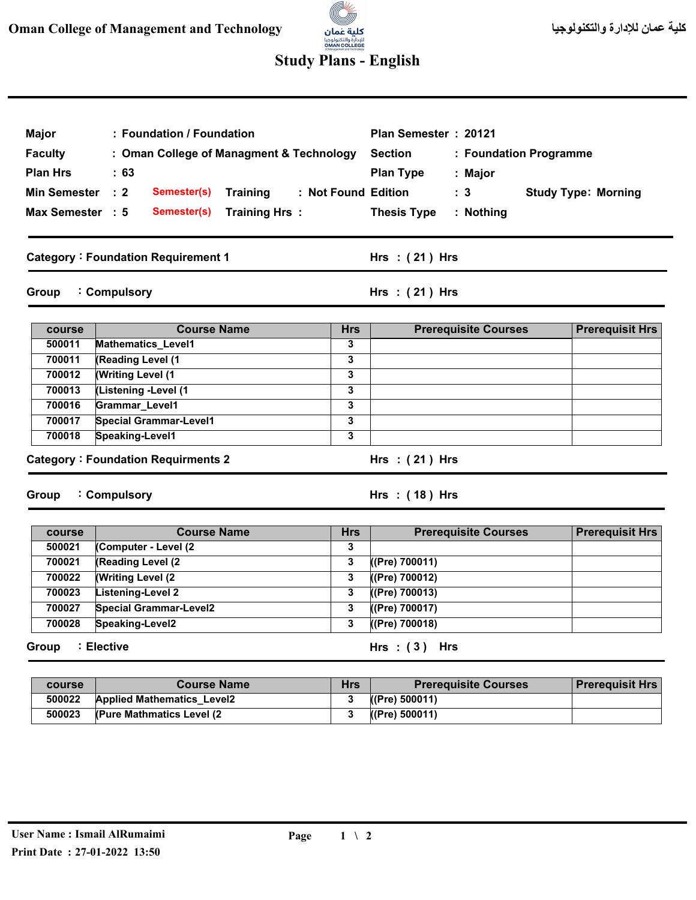Oman College of Management and Technology

كلية عمان للإدارة والتكنولوجيا

# Study Plans - English

| | | | | | | | |
|---|---|---|---|---|---|---|---|
| Major | : Foundation / Foundation | | | Plan Semester | : 20121 | | |
| Faculty | : Oman College of Managment & Technology | | | Section | : Foundation Programme | | |
| Plan Hrs | : 63 | | | Plan Type | : Major | | |
| Min Semester | : 2 | Semester(s) | Training : Not Found | Edition | : 3 | Study Type: Morning | |
| Max Semester | : 5 | Semester(s) | Training Hrs : | Thesis Type | : Nothing | | |

## Category : Foundation Requirement 1 — Hrs : ( 21 ) Hrs

### Group : Compulsory — Hrs : ( 21 ) Hrs

| course | Course Name | Hrs | Prerequisite Courses | Prerequisit Hrs |
|---|---|---|---|---|
| 500011 | Mathematics_Level1 | 3 | | |
| 700011 | (Reading Level (1 | 3 | | |
| 700012 | (Writing Level (1 | 3 | | |
| 700013 | (Listening -Level (1 | 3 | | |
| 700016 | Grammar_Level1 | 3 | | |
| 700017 | Special Grammar-Level1 | 3 | | |
| 700018 | Speaking-Level1 | 3 | | |

## Category : Foundation Requirments 2 — Hrs : ( 21 ) Hrs

### Group : Compulsory — Hrs : ( 18 ) Hrs

| course | Course Name | Hrs | Prerequisite Courses | Prerequisit Hrs |
|---|---|---|---|---|
| 500021 | (Computer - Level (2 | 3 | | |
| 700021 | (Reading Level (2 | 3 | ((Pre) 700011) | |
| 700022 | (Writing Level (2 | 3 | ((Pre) 700012) | |
| 700023 | Listening-Level 2 | 3 | ((Pre) 700013) | |
| 700027 | Special Grammar-Level2 | 3 | ((Pre) 700017) | |
| 700028 | Speaking-Level2 | 3 | ((Pre) 700018) | |

### Group : Elective — Hrs : ( 3 ) Hrs

| course | Course Name | Hrs | Prerequisite Courses | Prerequisit Hrs |
|---|---|---|---|---|
| 500022 | Applied Mathematics_Level2 | 3 | ((Pre) 500011) | |
| 500023 | (Pure Mathmatics Level (2 | 3 | ((Pre) 500011) | |

User Name : Ismail AlRumaimi

Print Date : 27-01-2022 13:50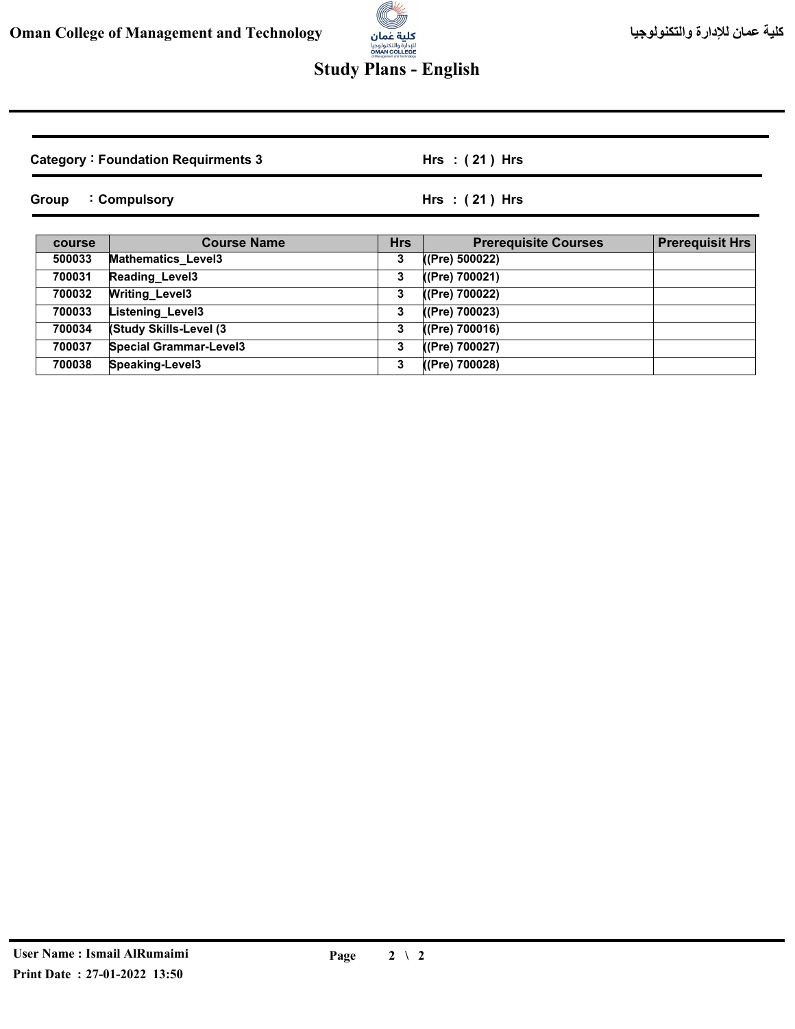**Category : Foundation Requirments 3** Hrs : ( 21 ) Hrs

**Group : Compulsory** Hrs : ( 21 ) Hrs

| course | Course Name | Hrs | Prerequisite Courses | Prerequisit Hrs |
| --- | --- | --- | --- | --- |
| 500033 | Mathematics_Level3 | 3 | ((Pre) 500022) | |
| 700031 | Reading_Level3 | 3 | ((Pre) 700021) | |
| 700032 | Writing_Level3 | 3 | ((Pre) 700022) | |
| 700033 | Listening_Level3 | 3 | ((Pre) 700023) | |
| 700034 | (Study Skills-Level (3 | 3 | ((Pre) 700016) | |
| 700037 | Special Grammar-Level3 | 3 | ((Pre) 700027) | |
| 700038 | Speaking-Level3 | 3 | ((Pre) 700028) | |

User Name : Ismail AlRumaimi

Print Date : 27-01-2022 13:50